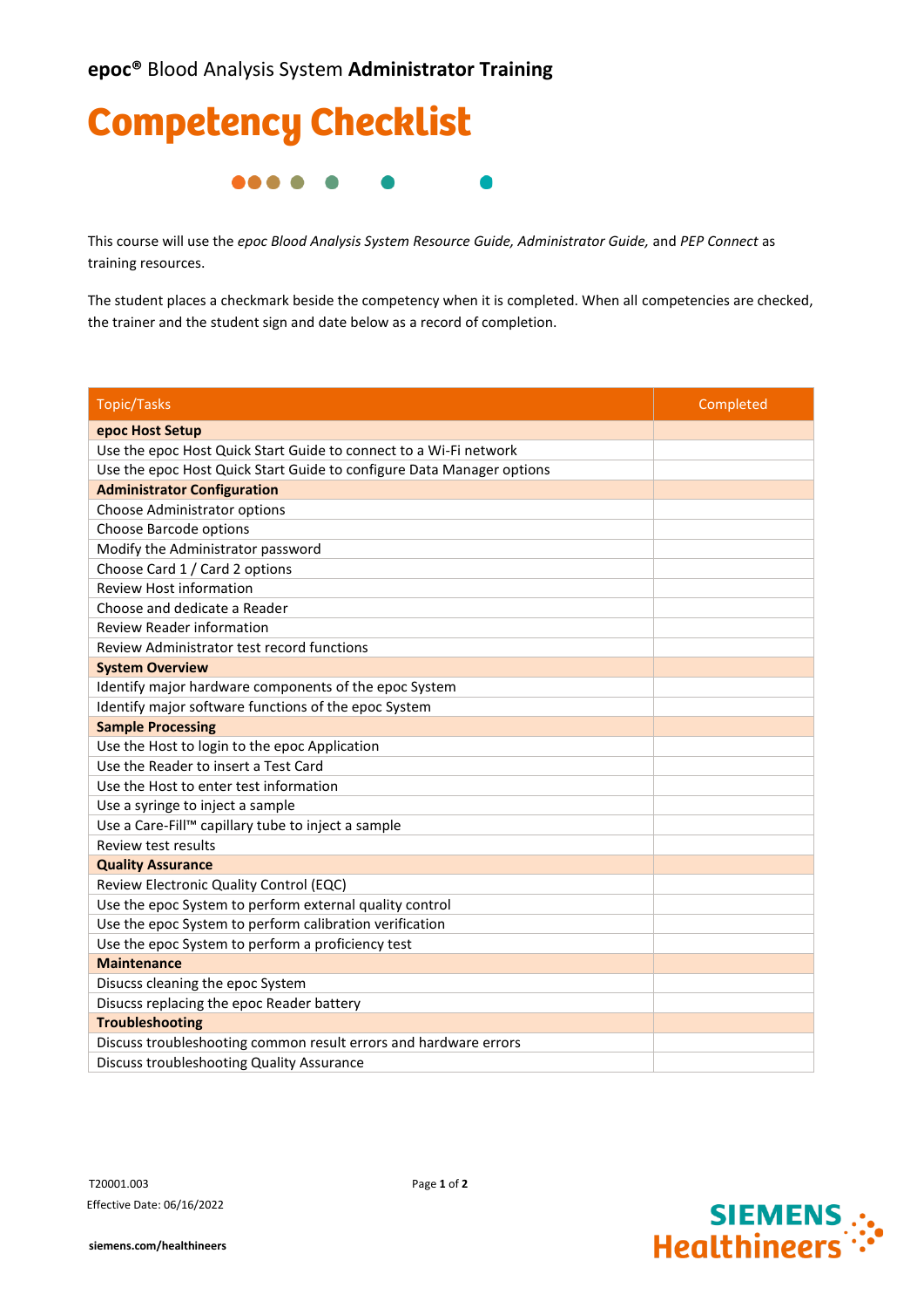**epoc®** Blood Analysis System **Administrator Training**

# Competency Checklist

This course will use the *epoc Blood Analysis System Resource Guide, Administrator Guide,* and *PEP Connect* as training resources.

The student places a checkmark beside the competency when it is completed. When all competencies are checked, the trainer and the student sign and date below as a record of completion.

| Topic/Tasks | Completed |
|---|---|
| **epoc Host Setup** | |
| Use the epoc Host Quick Start Guide to connect to a Wi-Fi network | |
| Use the epoc Host Quick Start Guide to configure Data Manager options | |
| **Administrator Configuration** | |
| Choose Administrator options | |
| Choose Barcode options | |
| Modify the Administrator password | |
| Choose Card 1 / Card 2 options | |
| Review Host information | |
| Choose and dedicate a Reader | |
| Review Reader information | |
| Review Administrator test record functions | |
| **System Overview** | |
| Identify major hardware components of the epoc System | |
| Identify major software functions of the epoc System | |
| **Sample Processing** | |
| Use the Host to login to the epoc Application | |
| Use the Reader to insert a Test Card | |
| Use the Host to enter test information | |
| Use a syringe to inject a sample | |
| Use a Care-Fill™ capillary tube to inject a sample | |
| Review test results | |
| **Quality Assurance** | |
| Review Electronic Quality Control (EQC) | |
| Use the epoc System to perform external quality control | |
| Use the epoc System to perform calibration verification | |
| Use the epoc System to perform a proficiency test | |
| **Maintenance** | |
| Disucss cleaning the epoc System | |
| Disucss replacing the epoc Reader battery | |
| **Troubleshooting** | |
| Discuss troubleshooting common result errors and hardware errors | |
| Discuss troubleshooting Quality Assurance | |

T20001.003

Effective Date: 06/16/2022

siemens.com/healthineers

SIEMENS Healthineers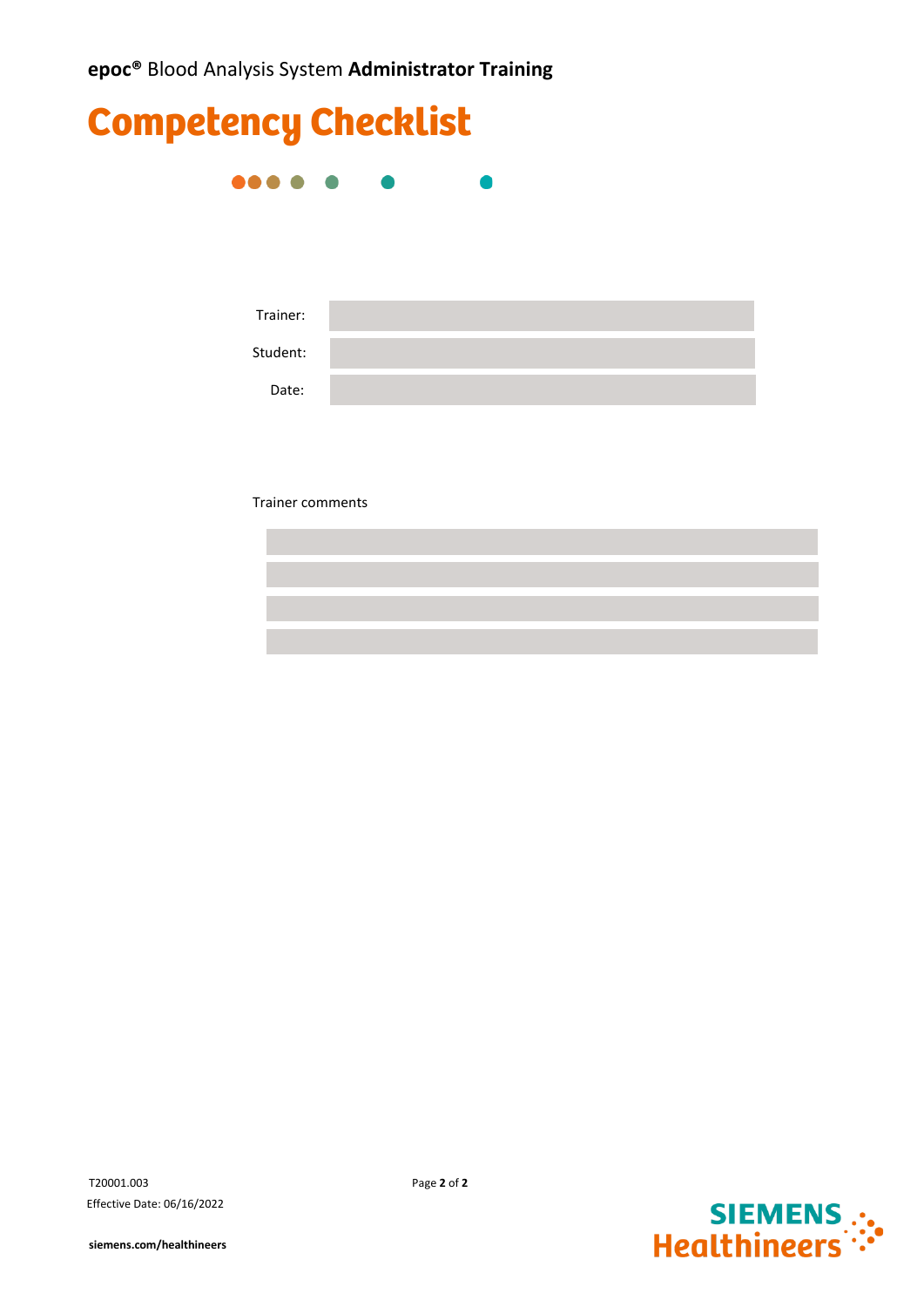**epoc®** Blood Analysis System **Administrator Training**

# Competency Checklist

| | |
|---|---|
| Trainer: | |
| Student: | |
| Date: | |

Trainer comments

T20001.003
Effective Date: 06/16/2022

siemens.com/healthineers